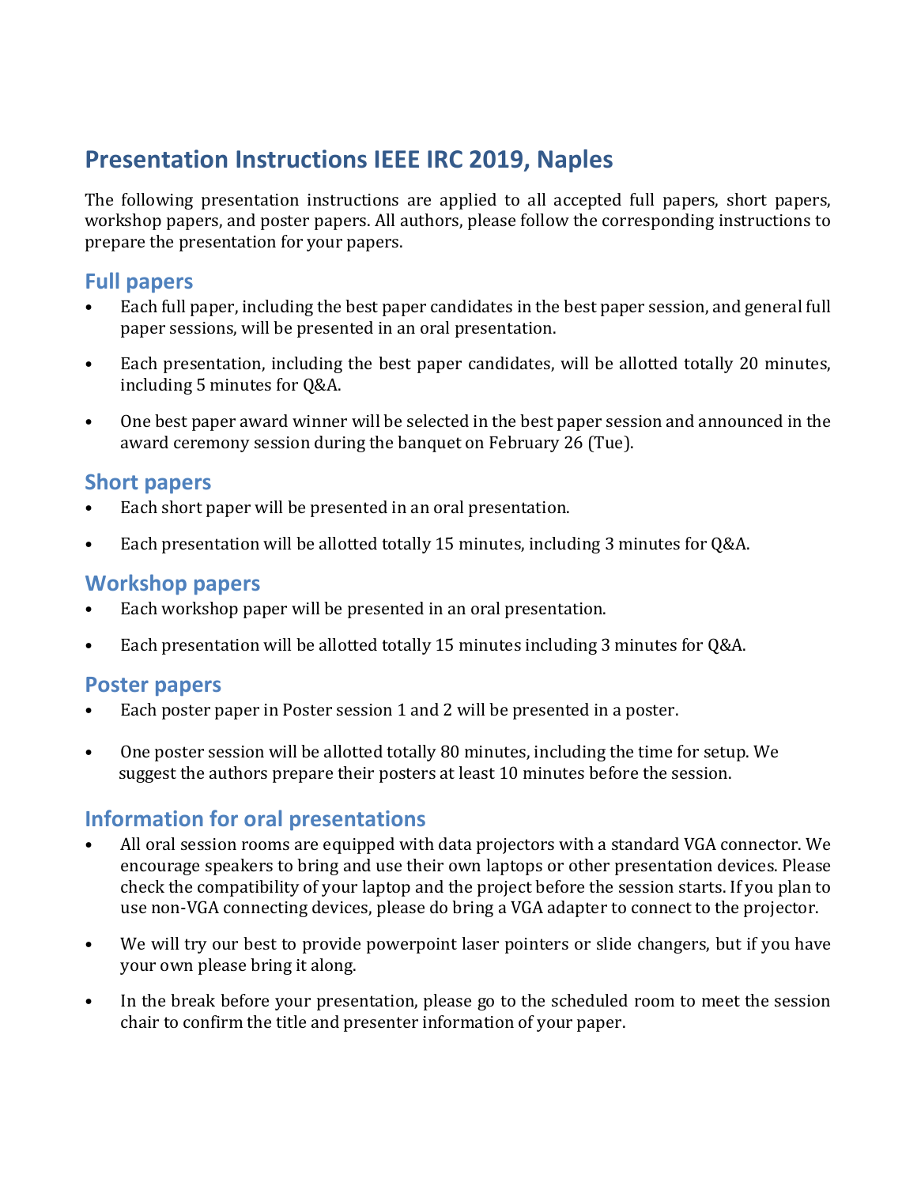# Presentation Instructions IEEE IRC 2019, Naples

The following presentation instructions are applied to all accepted full papers, short papers, workshop papers, and poster papers. All authors, please follow the corresponding instructions to prepare the presentation for your papers.

## Full papers

- Each full paper, including the best paper candidates in the best paper session, and general full paper sessions, will be presented in an oral presentation.
- Each presentation, including the best paper candidates, will be allotted totally 20 minutes, including 5 minutes for Q&A.
- One best paper award winner will be selected in the best paper session and announced in the award ceremony session during the banquet on February 26 (Tue).

## Short papers

- Each short paper will be presented in an oral presentation.
- Each presentation will be allotted totally 15 minutes, including 3 minutes for Q&A.

## Workshop papers

- Each workshop paper will be presented in an oral presentation.
- Each presentation will be allotted totally 15 minutes including 3 minutes for Q&A.

## Poster papers

- Each poster paper in Poster session 1 and 2 will be presented in a poster.
- One poster session will be allotted totally 80 minutes, including the time for setup. We suggest the authors prepare their posters at least 10 minutes before the session.

## Information for oral presentations

- All oral session rooms are equipped with data projectors with a standard VGA connector. We encourage speakers to bring and use their own laptops or other presentation devices. Please check the compatibility of your laptop and the project before the session starts. If you plan to use non-VGA connecting devices, please do bring a VGA adapter to connect to the projector.
- We will try our best to provide powerpoint laser pointers or slide changers, but if you have your own please bring it along.
- In the break before your presentation, please go to the scheduled room to meet the session chair to confirm the title and presenter information of your paper.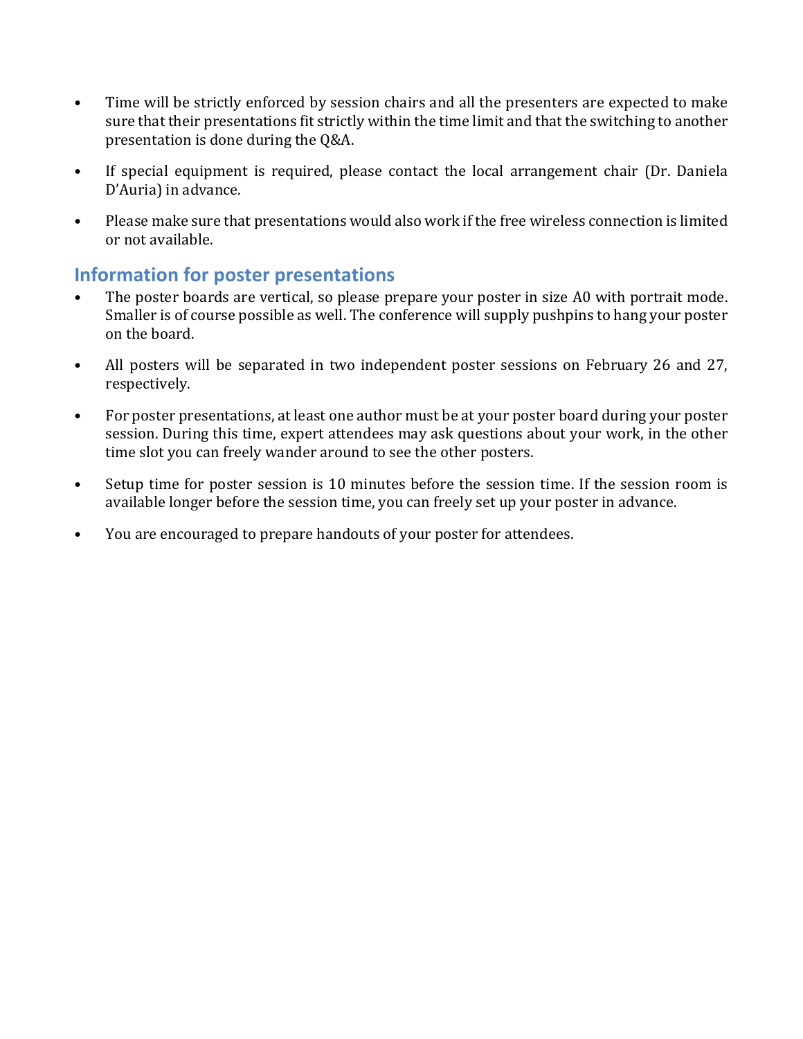- Time will be strictly enforced by session chairs and all the presenters are expected to make sure that their presentations fit strictly within the time limit and that the switching to another presentation is done during the Q&A.

- If special equipment is required, please contact the local arrangement chair (Dr. Daniela D'Auria) in advance.

- Please make sure that presentations would also work if the free wireless connection is limited or not available.

## Information for poster presentations

- The poster boards are vertical, so please prepare your poster in size A0 with portrait mode. Smaller is of course possible as well. The conference will supply pushpins to hang your poster on the board.

- All posters will be separated in two independent poster sessions on February 26 and 27, respectively.

- For poster presentations, at least one author must be at your poster board during your poster session. During this time, expert attendees may ask questions about your work, in the other time slot you can freely wander around to see the other posters.

- Setup time for poster session is 10 minutes before the session time. If the session room is available longer before the session time, you can freely set up your poster in advance.

- You are encouraged to prepare handouts of your poster for attendees.